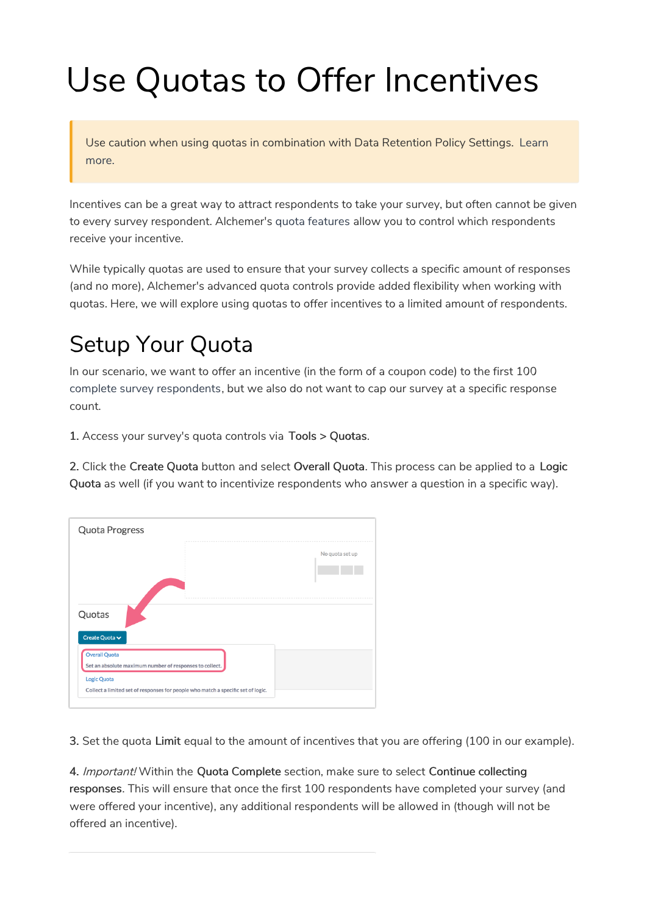# Use Quotas to Offer Incentives

> Use caution when using quotas in combination with Data Retention Policy Settings. Learn more.

Incentives can be a great way to attract respondents to take your survey, but often cannot be given to every survey respondent. Alchemer's quota features allow you to control which respondents receive your incentive.

While typically quotas are used to ensure that your survey collects a specific amount of responses (and no more), Alchemer's advanced quota controls provide added flexibility when working with quotas. Here, we will explore using quotas to offer incentives to a limited amount of respondents.

## Setup Your Quota

In our scenario, we want to offer an incentive (in the form of a coupon code) to the first 100 complete survey respondents, but we also do not want to cap our survey at a specific response count.

1. Access your survey's quota controls via **Tools > Quotas**.

2. Click the **Create Quota** button and select **Overall Quota**. This process can be applied to a **Logic Quota** as well (if you want to incentivize respondents who answer a question in a specific way).

3. Set the quota **Limit** equal to the amount of incentives that you are offering (100 in our example).

4. *Important!* Within the **Quota Complete** section, make sure to select **Continue collecting responses**. This will ensure that once the first 100 respondents have completed your survey (and were offered your incentive), any additional respondents will be allowed in (though will not be offered an incentive).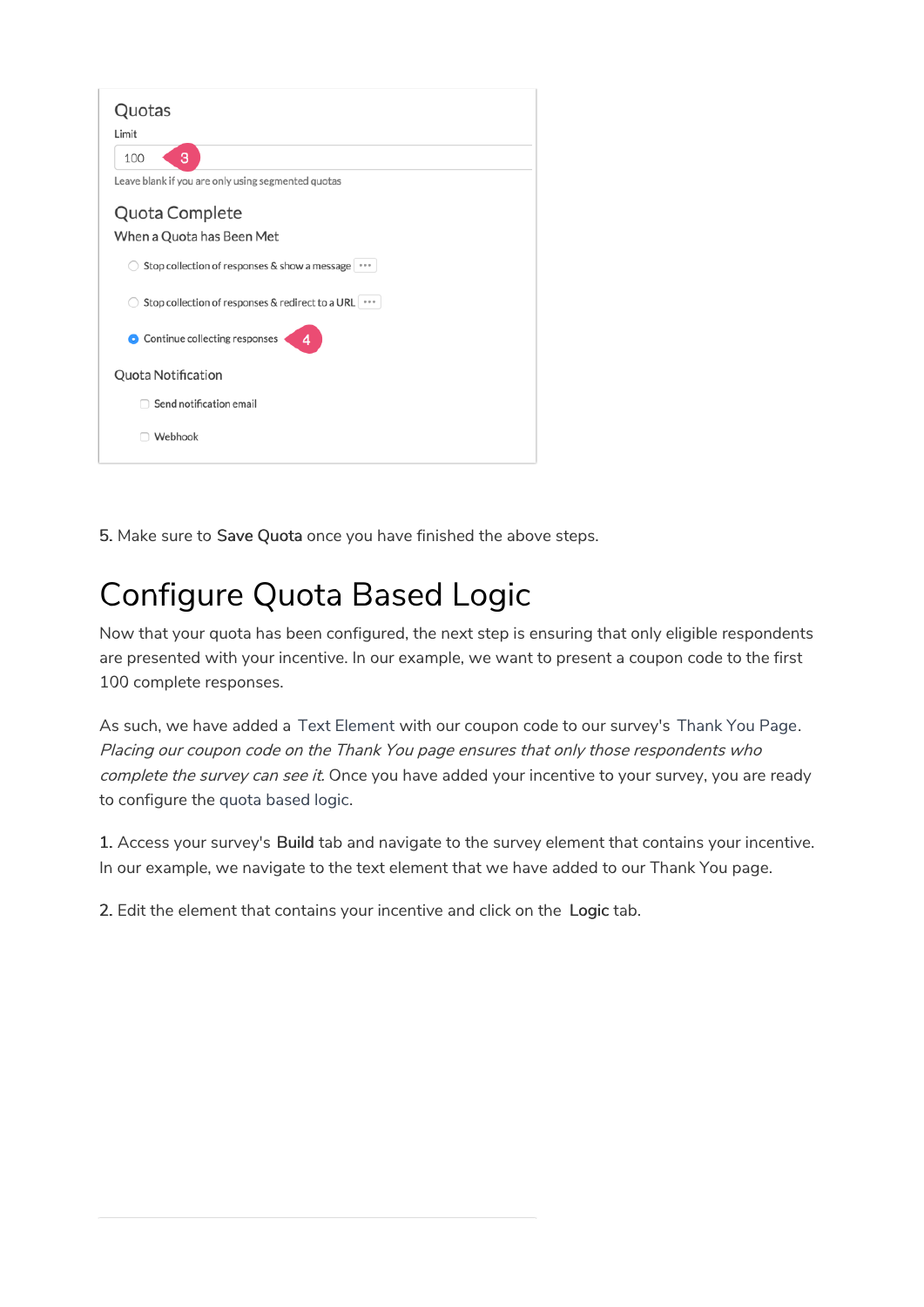Quotas

Limit

100

Leave blank if you are only using segmented quotas

Quota Complete

When a Quota has Been Met

- Stop collection of responses & show a message
- Stop collection of responses & redirect to a URL
- Continue collecting responses

Quota Notification

- Send notification email
- Webhook

5. Make sure to **Save Quota** once you have finished the above steps.

# Configure Quota Based Logic

Now that your quota has been configured, the next step is ensuring that only eligible respondents are presented with your incentive. In our example, we want to present a coupon code to the first 100 complete responses.

As such, we have added a Text Element with our coupon code to our survey's Thank You Page. *Placing our coupon code on the Thank You page ensures that only those respondents who complete the survey can see it.* Once you have added your incentive to your survey, you are ready to configure the quota based logic.

1. Access your survey's **Build** tab and navigate to the survey element that contains your incentive. In our example, we navigate to the text element that we have added to our Thank You page.

2. Edit the element that contains your incentive and click on the **Logic** tab.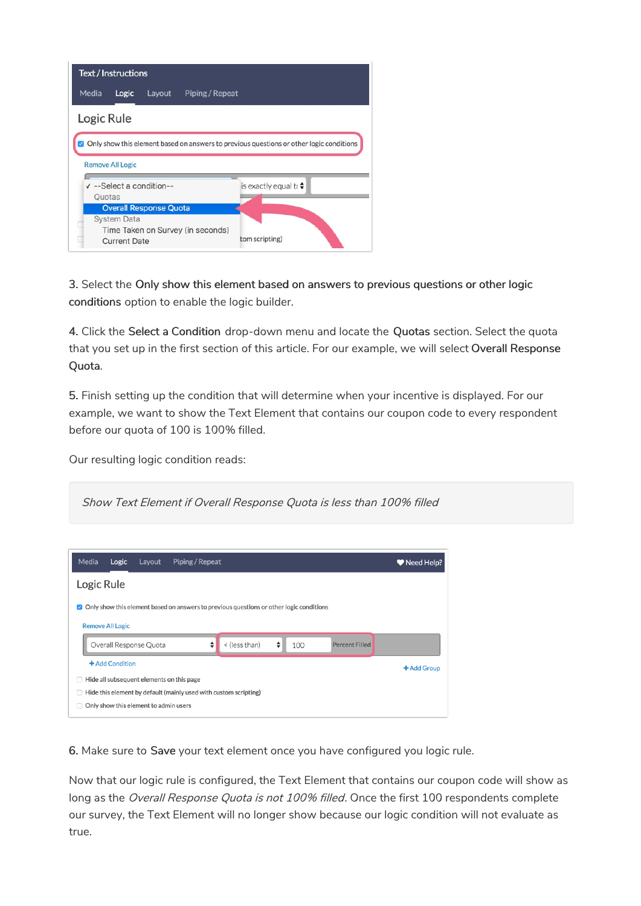3. Select the **Only show this element based on answers to previous questions or other logic conditions** option to enable the logic builder.

4. Click the **Select a Condition** drop-down menu and locate the **Quotas** section. Select the quota that you set up in the first section of this article. For our example, we will select **Overall Response Quota**.

5. Finish setting up the condition that will determine when your incentive is displayed. For our example, we want to show the Text Element that contains our coupon code to every respondent before our quota of 100 is 100% filled.

Our resulting logic condition reads:

> *Show Text Element if Overall Response Quota is less than 100% filled*

6. Make sure to **Save** your text element once you have configured you logic rule.

Now that our logic rule is configured, the Text Element that contains our coupon code will show as long as the *Overall Response Quota is not 100% filled*. Once the first 100 respondents complete our survey, the Text Element will no longer show because our logic condition will not evaluate as true.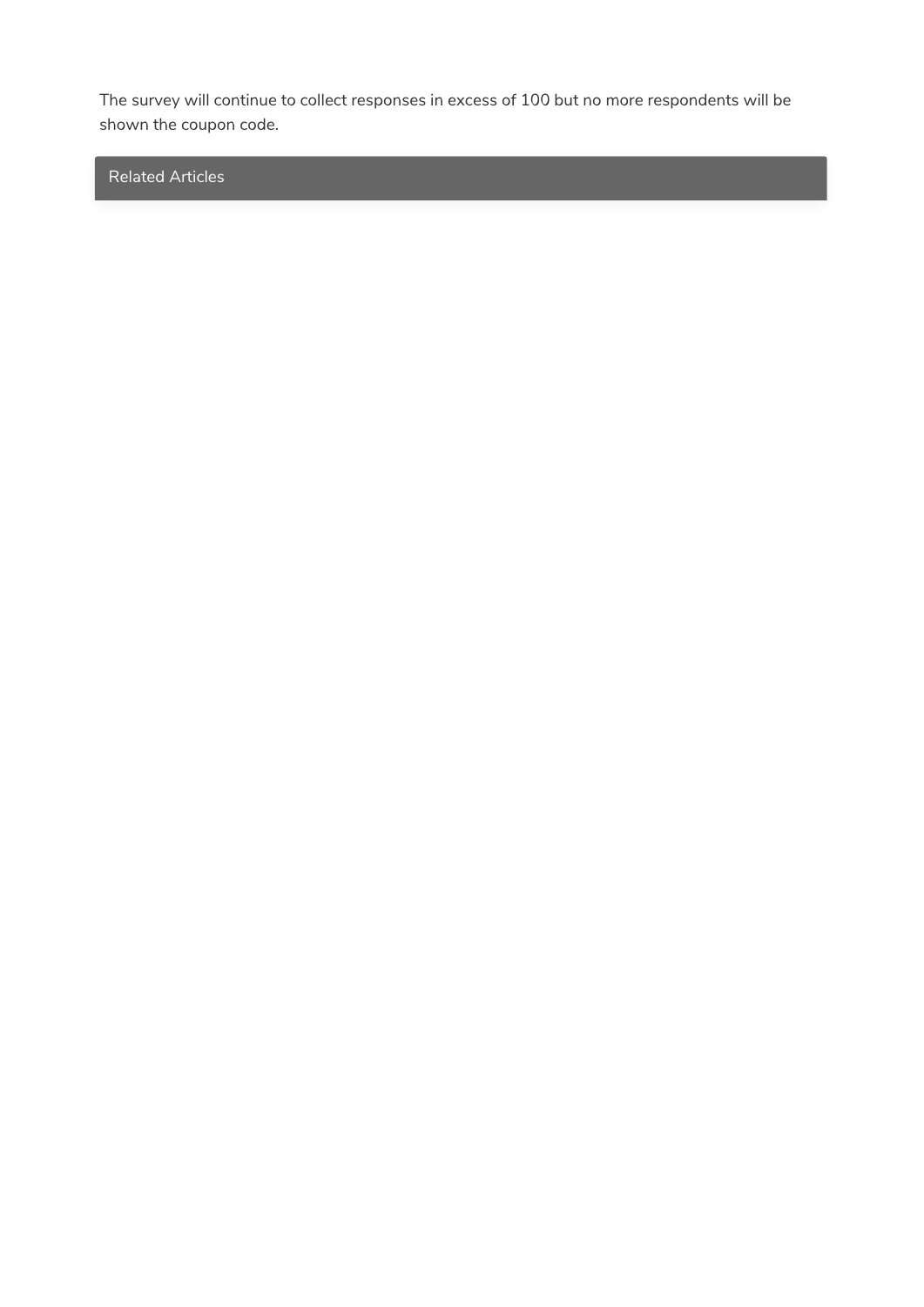The survey will continue to collect responses in excess of 100 but no more respondents will be shown the coupon code.

## Related Articles